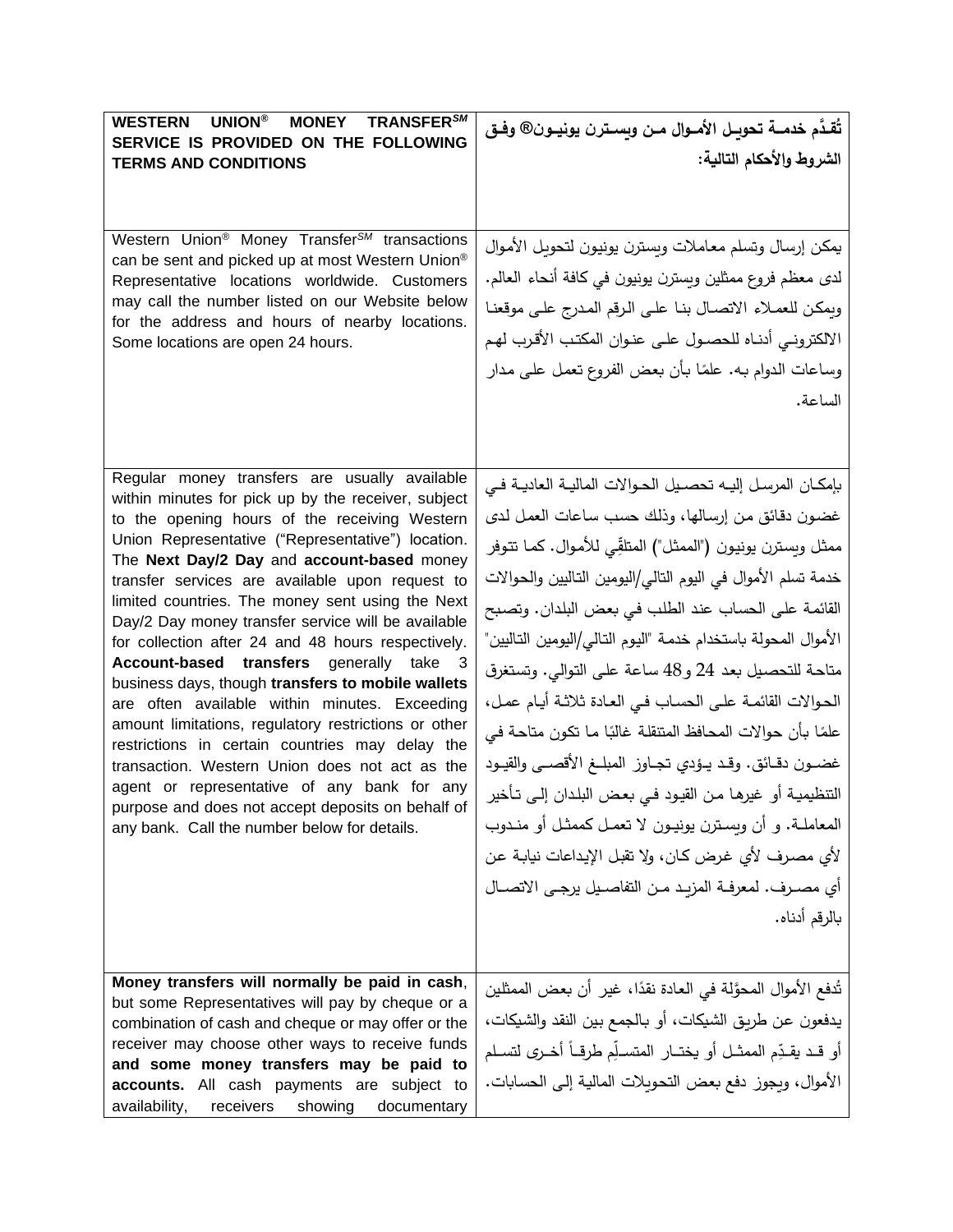| **WESTERN UNION® MONEY TRANSFER℠ SERVICE IS PROVIDED ON THE FOLLOWING TERMS AND CONDITIONS** | **تُقدَّم خدمـة تحويـل الأمـوال مـن ويسـترن يونيـون® وفـق الشروط والأحكام التالية:** |
| --- | --- |
| Western Union® Money Transfer℠ transactions can be sent and picked up at most Western Union® Representative locations worldwide. Customers may call the number listed on our Website below for the address and hours of nearby locations. Some locations are open 24 hours. | يمكن إرسال وتسلم معاملات ويسترن يونيون لتحويل الأموال لدى معظم فروع ممثلين ويسترن يونيون في كافة أنحاء العالم. ويمكن للعمـلاء الاتصـال بنـا علـى الرقم المدرج علـى موقعنـا الالكتروني أدنـاه للحصـول علـى عنوان المكتب الأقرب لهم وساعات الدوام به. علمًا بأن بعض الفروع تعمل على مدار الساعة. |
| Regular money transfers are usually available within minutes for pick up by the receiver, subject to the opening hours of the receiving Western Union Representative ("Representative") location. The **Next Day/2 Day** and **account-based** money transfer services are available upon request to limited countries. The money sent using the Next Day/2 Day money transfer service will be available for collection after 24 and 48 hours respectively. **Account-based transfers** generally take 3 business days, though **transfers to mobile wallets** are often available within minutes. Exceeding amount limitations, regulatory restrictions or other restrictions in certain countries may delay the transaction. Western Union does not act as the agent or representative of any bank for any purpose and does not accept deposits on behalf of any bank. Call the number below for details. | بإمكـان المرسـل إليـه تحصـيل الحـوالات الماليـة العاديـة فـي غضـون دقائق من إرسالها، وذلك حسب ساعات العمل لدى ممثل ويسترن يونيون ("الممثل") المتلقّي للأموال. كما تتوفر خدمة تسلم الأموال في اليوم التالي/اليومين التاليين والحوالات القائمة على الحساب عند الطلب في بعض البلدان. وتصبح الأموال المحولة باستخدام خدمة "اليوم التالي/اليومين التاليين" متاحة للتحصيل بعد 24 و48 ساعة على التوالي. وتستغرق الحـوالات القائمـة علـى الحساب فـي العـادة ثلاثـة أيـام عمـل، علمًا بأن حوالات المحافظ المتنقلة غالبًا ما تكون متاحة في غضـون دقـائق. وقـد يـؤدي تجـاوز المبلـغ الأقصـى والقيـود التنظيميـة أو غيرهـا مـن القيـود فـي بعـض البلـدان إلـى تـأخير المعاملـة. و أن ويسـترن يونيـون لا تعمـل كممثـل أو منـدوب لأي مصـرف لأي غـرض كـان، ولا تقبل الإيداعات نيابـة عـن أي مصـرف. لمعرفـة المزيـد مـن التفاصـيل يرجـى الاتصـال بالرقم أدناه. |
| **Money transfers will normally be paid in cash**, but some Representatives will pay by cheque or a combination of cash and cheque or may offer or the receiver may choose other ways to receive funds **and some money transfers may be paid to accounts.** All cash payments are subject to availability, receivers showing documentary | تُدفع الأموال المحوَّلة في العادة نقدًا، غير أن بعض الممثلين يدفعون عن طريق الشيكات، أو بـالجمع بين النقد والشيكات، أو قـد يقـدِّم الممثـل أو يختـار المتسـلِّم طرقـاً أخـرى لتسـلم الأموال، ويجوز دفع بعض التحويلات المالية إلى الحسابات. |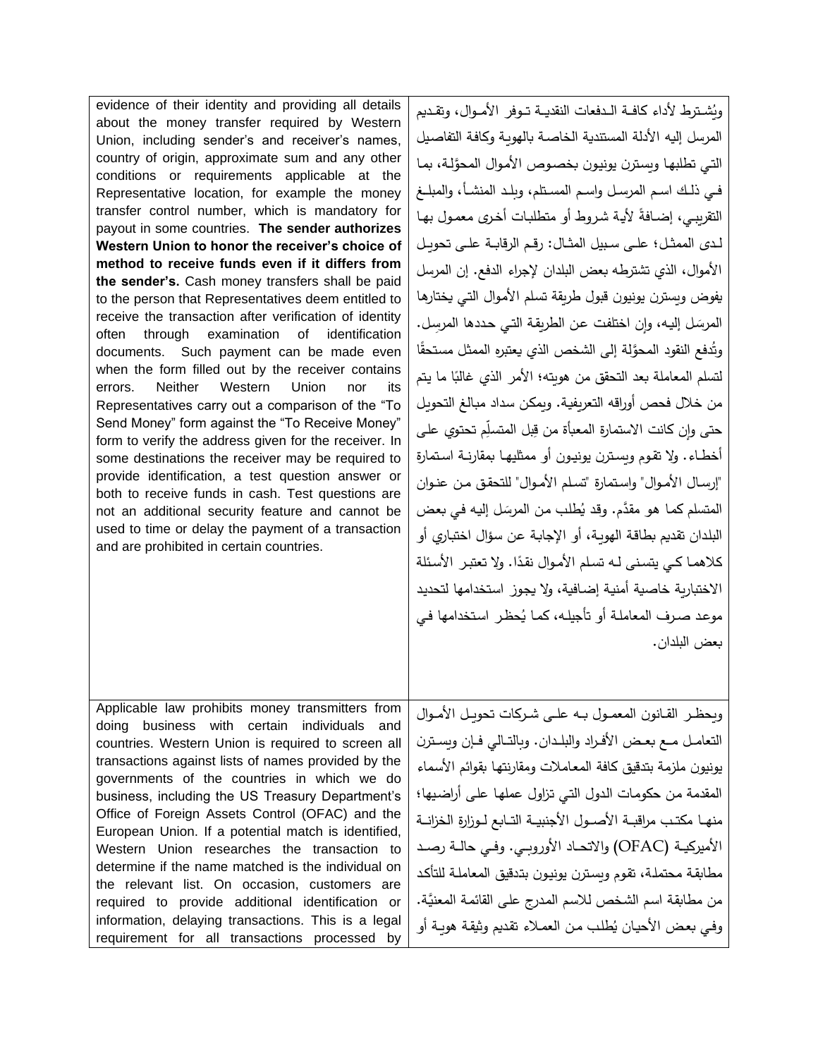| | |
|---|---|
| evidence of their identity and providing all details about the money transfer required by Western Union, including sender's and receiver's names, country of origin, approximate sum and any other conditions or requirements applicable at the Representative location, for example the money transfer control number, which is mandatory for payout in some countries. **The sender authorizes Western Union to honor the receiver's choice of method to receive funds even if it differs from the sender's.** Cash money transfers shall be paid to the person that Representatives deem entitled to receive the transaction after verification of identity often through examination of identification documents. Such payment can be made even when the form filled out by the receiver contains errors. Neither Western Union nor its Representatives carry out a comparison of the "To Send Money" form against the "To Receive Money" form to verify the address given for the receiver. In some destinations the receiver may be required to provide identification, a test question answer or both to receive funds in cash. Test questions are not an additional security feature and cannot be used to time or delay the payment of a transaction and are prohibited in certain countries. | ويُشترط لأداء كافة الدفعات النقدية توفر الأموال، وتقديم المرسل إليه الأدلة المستندية الخاصة بالهوية وكافة التفاصيل التي تطلبها ويسترن يونيون بخصوص الأموال المحوَّلة، بما في ذلك اسم المرسل واسم المستلم، وبلد المنشأ، والمبلغ التقريبي، إضافةً لأية شروط أو متطلبات أخرى معمول بها لدى الممثل؛ على سبيل المثال: رقم الرقابة على تحويل الأموال، الذي تشترطه بعض البلدان لإجراء الدفع. إن المرسل يفوض ويسترن يونيون قبول طريقة تسلم الأموال التي يختارها المرسَل إليه، وإن اختلفت عن الطريقة التي حددها المرسِل. وتُدفع النقود المحوَّلة إلى الشخص الذي يعتبره الممثل مستحقًا لتسلم المعاملة بعد التحقق من هويته؛ الأمر الذي غالبًا ما يتم من خلال فحص أوراقه التعريفية. ويمكن سداد مبالغ التحويل حتى وإن كانت الاستمارة المعبأة من قِبل المتسلِّم تحتوي على أخطاء. ولا تقوم ويسترن يونيون أو ممثليها بمقارنة استمارة "إرسال الأموال" واستمارة "تسلم الأموال" للتحقق من عنوان المتسلم كما هو مقدَّم. وقد يُطلب من المرسَل إليه في بعض البلدان تقديم بطاقة الهوية، أو الإجابة عن سؤال اختباري أو كلاهما كي يتسنى له تسلم الأموال نقدًا. ولا تعتبر الأسئلة الاختبارية خاصية أمنية إضافية، ولا يجوز استخدامها لتحديد موعد صرف المعاملة أو تأجيله، كما يُحظر استخدامها في بعض البلدان. |
| Applicable law prohibits money transmitters from doing business with certain individuals and countries. Western Union is required to screen all transactions against lists of names provided by the governments of the countries in which we do business, including the US Treasury Department's Office of Foreign Assets Control (OFAC) and the European Union. If a potential match is identified, Western Union researches the transaction to determine if the name matched is the individual on the relevant list. On occasion, customers are required to provide additional identification or information, delaying transactions. This is a legal requirement for all transactions processed by | ويحظر القانون المعمول به على شركات تحويل الأموال التعامل مع بعض الأفراد والبلدان. وبالتالي فإن ويسترن يونيون ملزمة بتدقيق كافة المعاملات ومقارنتها بقوائم الأسماء المقدمة من حكومات الدول التي تزاول عملها على أراضيها؛ منها مكتب مراقبة الأصول الأجنبية التابع لوزارة الخزانة الأميركية (OFAC) والاتحاد الأوروبي. وفي حالة رصد مطابقة محتملة، تقوم ويسترن يونيون بتدقيق المعاملة للتأكد من مطابقة اسم الشخص للاسم المدرج على القائمة المعنيَّة. وفي بعض الأحيان يُطلب من العملاء تقديم وثيقة هوية أو |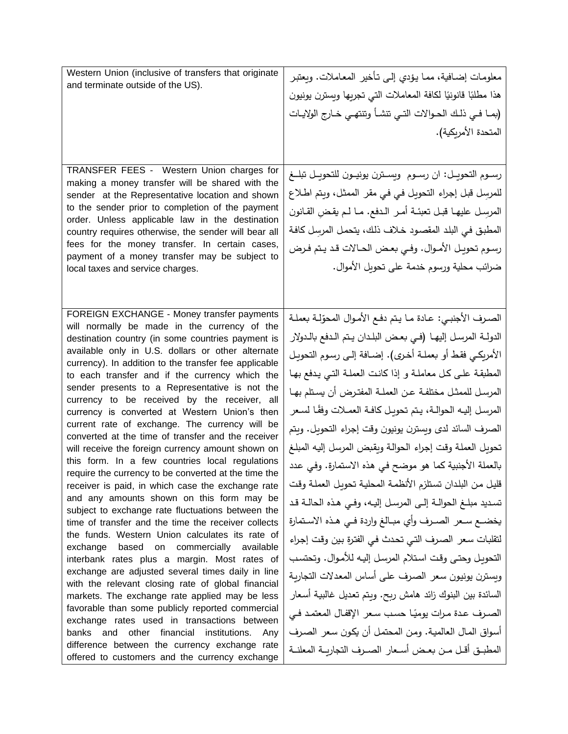| | |
|---|---|
| Western Union (inclusive of transfers that originate and terminate outside of the US). | معلومات إضافية، مما يؤدي إلى تأخير المعاملات. ويعتبر هذا مطلبًا قانونيًا لكافة المعاملات التي تجريها ويسترن يونيون (بما في ذلك الحوالات التي تنشأ وتنتهي خارج الولايات المتحدة الأمريكية). |
| TRANSFER FEES - Western Union charges for making a money transfer will be shared with the sender at the Representative location and shown to the sender prior to completion of the payment order. Unless applicable law in the destination country requires otherwise, the sender will bear all fees for the money transfer. In certain cases, payment of a money transfer may be subject to local taxes and service charges. | رسوم التحويل: ان رسوم ويسترن يونيون للتحويل تبلغ للمرسِل قبل إجراء التحويل في في مقر الممثل، ويتم اطلاع المرسل عليها قبل تعبئة أمر الدفع. ما لم يقضِ القانون المطبق في البلد المقصود خلاف ذلك، يتحمل المرسِل كافة رسوم تحويل الأموال. وفي بعض الحالات قد يتم فرض ضرائب محلية ورسوم خدمة على تحويل الأموال. |
| FOREIGN EXCHANGE - Money transfer payments will normally be made in the currency of the destination country (in some countries payment is available only in U.S. dollars or other alternate currency). In addition to the transfer fee applicable to each transfer and if the currency which the sender presents to a Representative is not the currency to be received by the receiver, all currency is converted at Western Union's then current rate of exchange. The currency will be converted at the time of transfer and the receiver will receive the foreign currency amount shown on this form. In a few countries local regulations require the currency to be converted at the time the receiver is paid, in which case the exchange rate and any amounts shown on this form may be subject to exchange rate fluctuations between the time of transfer and the time the receiver collects the funds. Western Union calculates its rate of exchange based on commercially available interbank rates plus a margin. Most rates of exchange are adjusted several times daily in line with the relevant closing rate of global financial markets. The exchange rate applied may be less favorable than some publicly reported commercial exchange rates used in transactions between banks and other financial institutions. Any difference between the currency exchange rate offered to customers and the currency exchange | الصرف الأجنبي: عادة ما يتم دفع الأموال المحوّلة بعملة الدولة المرسل إليها (في بعض البلدان يتم الدفع بالدولار الأمريكي فقط أو بعملة أخرى). إضافة إلى رسوم التحويل المطبقة على كل معاملة و إذا كانت العملة التي يدفع بها المرسل للممثل مختلفة عن العملة المفترض أن يستلم بها المرسل إليه الحوالة، يتم تحويل كافة العملات وفقًا لسعر الصرف السائد لدى ويسترن يونيون وقت إجراء التحويل. ويتم تحويل العملة وقت إجراء الحوالة ويقبض المرسل إليه المبلغ بالعملة الأجنبية كما هو موضح في هذه الاستمارة. وفي عدد قليل من البلدان تستلزم الأنظمة المحلية تحويل العملة وقت تسديد مبلغ الحوالة إلى المرسل إليه، وفي هذه الحالة قد يخضع سعر الصرف وأي مبالغ واردة في هذه الاستمارة لتقلبات سعر الصرف التي تحدث في الفترة بين وقت إجراء التحويل وحتى وقت استلام المرسل إليه للأموال. وتحتسب ويسترن يونيون سعر الصرف على أساس المعدلات التجارية السائدة بين البنوك زائد هامش ربح. ويتم تعديل غالبية أسعار الصرف عدة مرات يوميًا حسب سعر الإقفال المعتمد في أسواق المال العالمية. ومن المحتمل أن يكون سعر الصرف المطبق أقل من بعض أسعار الصرف التجارية المعلنة |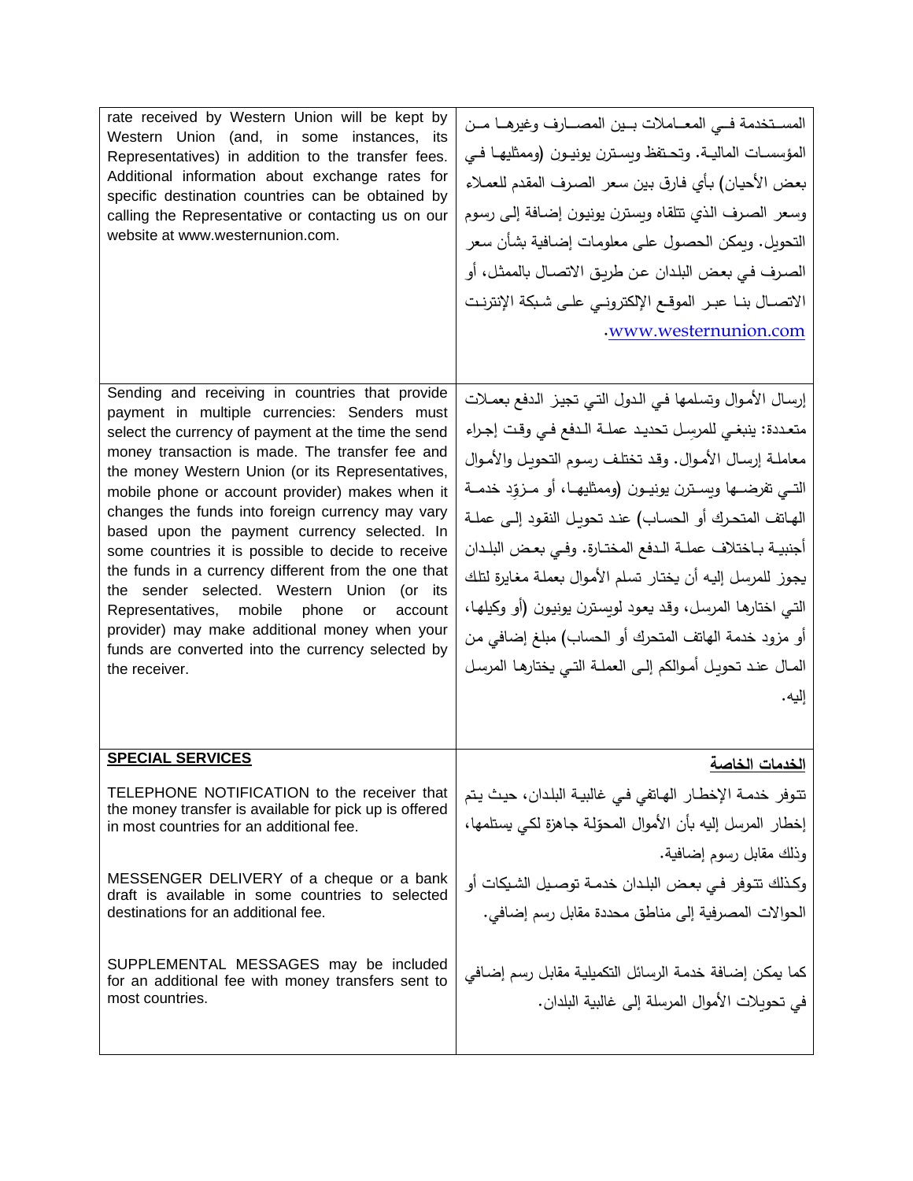| | |
|---|---|
| rate received by Western Union will be kept by Western Union (and, in some instances, its Representatives) in addition to the transfer fees. Additional information about exchange rates for specific destination countries can be obtained by calling the Representative or contacting us on our website at www.westernunion.com. | المستخدمة في المعاملات بين المصارف وغيرها من المؤسسات المالية. وتحتفظ ويسترن يونيون (وممثليها في بعض الأحيان) بأي فارق بين سعر الصرف المقدم للعملاء وسعر الصرف الذي تتلقاه ويسترن يونيون إضافة إلى رسوم التحويل. ويمكن الحصول على معلومات إضافية بشأن سعر الصرف في بعض البلدان عن طريق الاتصال بالممثل، أو الاتصال بنا عبر الموقع الإلكتروني على شبكة الإنترنت .www.westernunion.com |
| Sending and receiving in countries that provide payment in multiple currencies: Senders must select the currency of payment at the time the send money transaction is made. The transfer fee and the money Western Union (or its Representatives, mobile phone or account provider) makes when it changes the funds into foreign currency may vary based upon the payment currency selected. In some countries it is possible to decide to receive the funds in a currency different from the one that the sender selected. Western Union (or its Representatives, mobile phone or account provider) may make additional money when your funds are converted into the currency selected by the receiver. | إرسال الأموال وتسلمها في الدول التي تجيز الدفع بعملات متعددة: ينبغي للمرسِل تحديد عملة الدفع في وقت إجراء معاملة إرسال الأموال. وقد تختلف رسوم التحويل والأموال التي تفرضها ويسترن يونيون (وممثليها، أو مزوِّد خدمة الهاتف المتحرك أو الحساب) عند تحويل النقود إلى عملة أجنبية باختلاف عملة الدفع المختارة. وفي بعض البلدان يجوز للمرسل إليه أن يختار تسلم الأموال بعملة مغايرة لتلك التي اختارها المرسل، وقد يعود لويسترن يونيون (أو وكيلها، أو مزود خدمة الهاتف المتحرك أو الحساب) مبلغ إضافي من المال عند تحويل أموالكم إلى العملة التي يختارها المرسل إليه. |
| **SPECIAL SERVICES**<br><br>TELEPHONE NOTIFICATION to the receiver that the money transfer is available for pick up is offered in most countries for an additional fee.<br><br>MESSENGER DELIVERY of a cheque or a bank draft is available in some countries to selected destinations for an additional fee.<br><br>SUPPLEMENTAL MESSAGES may be included for an additional fee with money transfers sent to most countries. | **الخدمات الخاصة**<br><br>تتوفر خدمة الإخطار الهاتفي في غالبية البلدان، حيث يتم إخطار المرسل إليه بأن الأموال المحوّلة جاهزة لكي يستلمها، وذلك مقابل رسوم إضافية.<br><br>وكذلك تتوفر في بعض البلدان خدمة توصيل الشيكات أو الحوالات المصرفية إلى مناطق محددة مقابل رسم إضافي.<br><br>كما يمكن إضافة خدمة الرسائل التكميلية مقابل رسم إضافي في تحويلات الأموال المرسلة إلى غالبية البلدان. |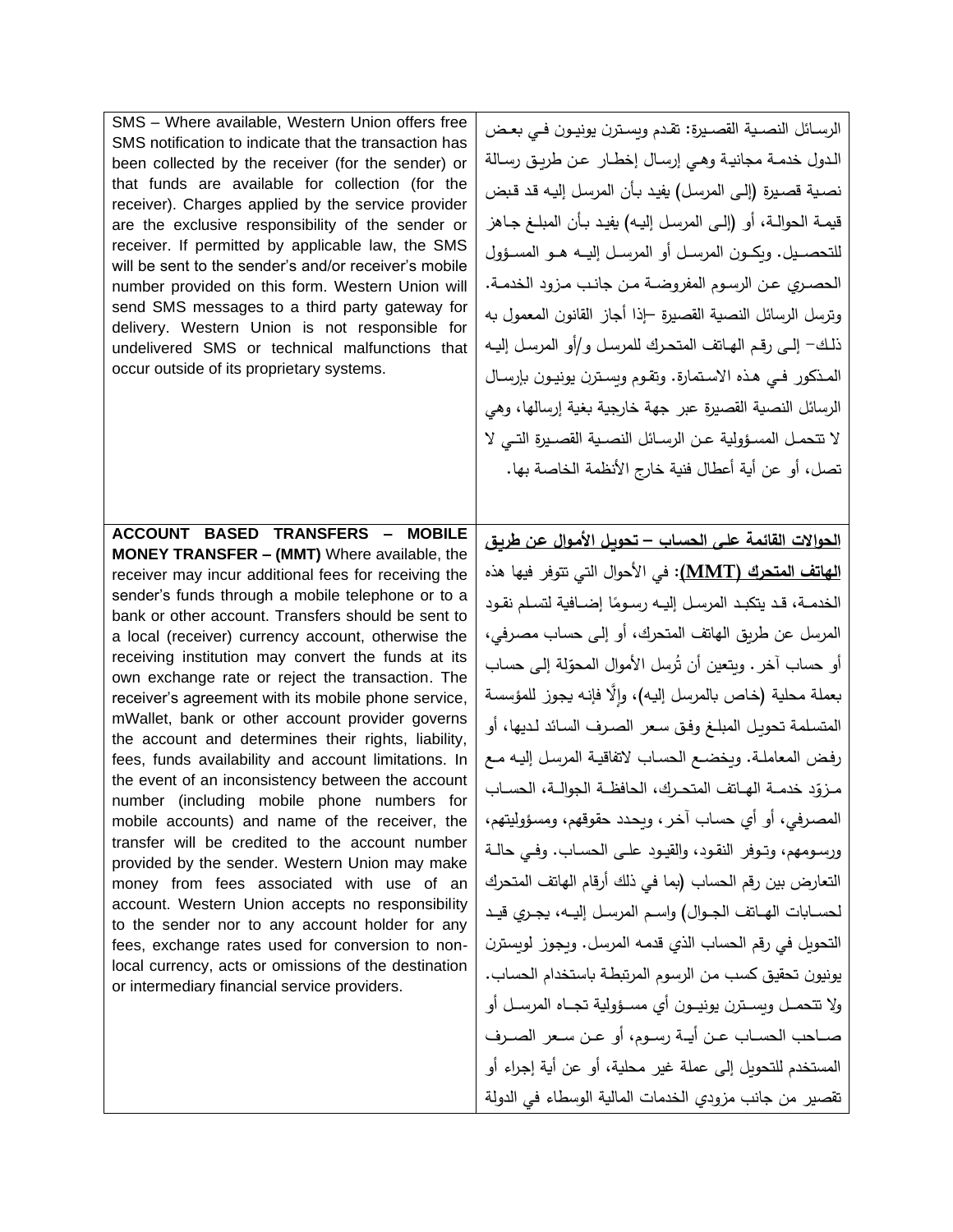| | |
|---|---|
| SMS – Where available, Western Union offers free SMS notification to indicate that the transaction has been collected by the receiver (for the sender) or that funds are available for collection (for the receiver). Charges applied by the service provider are the exclusive responsibility of the sender or receiver. If permitted by applicable law, the SMS will be sent to the sender's and/or receiver's mobile number provided on this form. Western Union will send SMS messages to a third party gateway for delivery. Western Union is not responsible for undelivered SMS or technical malfunctions that occur outside of its proprietary systems. | الرسائل النصية القصيرة: تقدم ويسترن يونيون في بعض الدول خدمة مجانية وهي إرسال إخطار عن طريق رسالة نصية قصيرة (إلى المرسل) يفيد بأن المرسل إليه قد قبض قيمة الحوالة، أو (إلى المرسل إليه) يفيد بأن المبلغ جاهز للتحصيل. ويكون المرسل أو المرسل إليه هو المسؤول الحصري عن الرسوم المفروضة من جانب مزود الخدمة. وترسل الرسائل النصية القصيرة –إذا أجاز القانون المعمول به ذلك– إلى رقم الهاتف المتحرك للمرسل و/أو المرسل إليه المذكور في هذه الاستمارة. وتقوم ويسترن يونيون بإرسال الرسائل النصية القصيرة عبر جهة خارجية بغية إرسالها، وهي لا تتحمل المسؤولية عن الرسائل النصية القصيرة التي لا تصل، أو عن أية أعطال فنية خارج الأنظمة الخاصة بها. |
| **ACCOUNT BASED TRANSFERS – MOBILE MONEY TRANSFER – (MMT)** Where available, the receiver may incur additional fees for receiving the sender's funds through a mobile telephone or to a bank or other account. Transfers should be sent to a local (receiver) currency account, otherwise the receiving institution may convert the funds at its own exchange rate or reject the transaction. The receiver's agreement with its mobile phone service, mWallet, bank or other account provider governs the account and determines their rights, liability, fees, funds availability and account limitations. In the event of an inconsistency between the account number (including mobile phone numbers for mobile accounts) and name of the receiver, the transfer will be credited to the account number provided by the sender. Western Union may make money from fees associated with use of an account. Western Union accepts no responsibility to the sender nor to any account holder for any fees, exchange rates used for conversion to non-local currency, acts or omissions of the destination or intermediary financial service providers. | **الحوالات القائمة على الحساب – تحويل الأموال عن طريق الهاتف المتحرك (MMT):** في الأحوال التي تتوفر فيها هذه الخدمة، قد يتكبد المرسل إليه رسومًا إضافية لتسلم نقود المرسل عن طريق الهاتف المتحرك، أو إلى حساب مصرفي، أو حساب آخر. ويتعين أن تُرسل الأموال المحوّلة إلى حساب بعملة محلية (خاص بالمرسل إليه)، وإلّا فإنه يجوز للمؤسسة المتسلمة تحويل المبلغ وفق سعر الصرف السائد لديها، أو رفض المعاملة. ويخضع الحساب لاتفاقية المرسل إليه مع مزوّد خدمة الهاتف المتحرك، الحافظة الجوالة، الحساب المصرفي، أو أي حساب آخر، ويحدد حقوقهم، ومسؤوليتهم، ورسومهم، وتوفر النقود، والقيود على الحساب. وفي حالة التعارض بين رقم الحساب (بما في ذلك أرقام الهاتف المتحرك لحسابات الهاتف الجوال) واسم المرسل إليه، يجري قيد التحويل في رقم الحساب الذي قدمه المرسل. ويجوز لويسترن يونيون تحقيق كسب من الرسوم المرتبطة باستخدام الحساب. ولا تتحمل ويسترن يونيون أي مسؤولية تجاه المرسل أو صاحب الحساب عن أية رسوم، أو عن سعر الصرف المستخدم للتحويل إلى عملة غير محلية، أو عن أية إجراء أو تقصير من جانب مزودي الخدمات المالية الوسطاء في الدولة |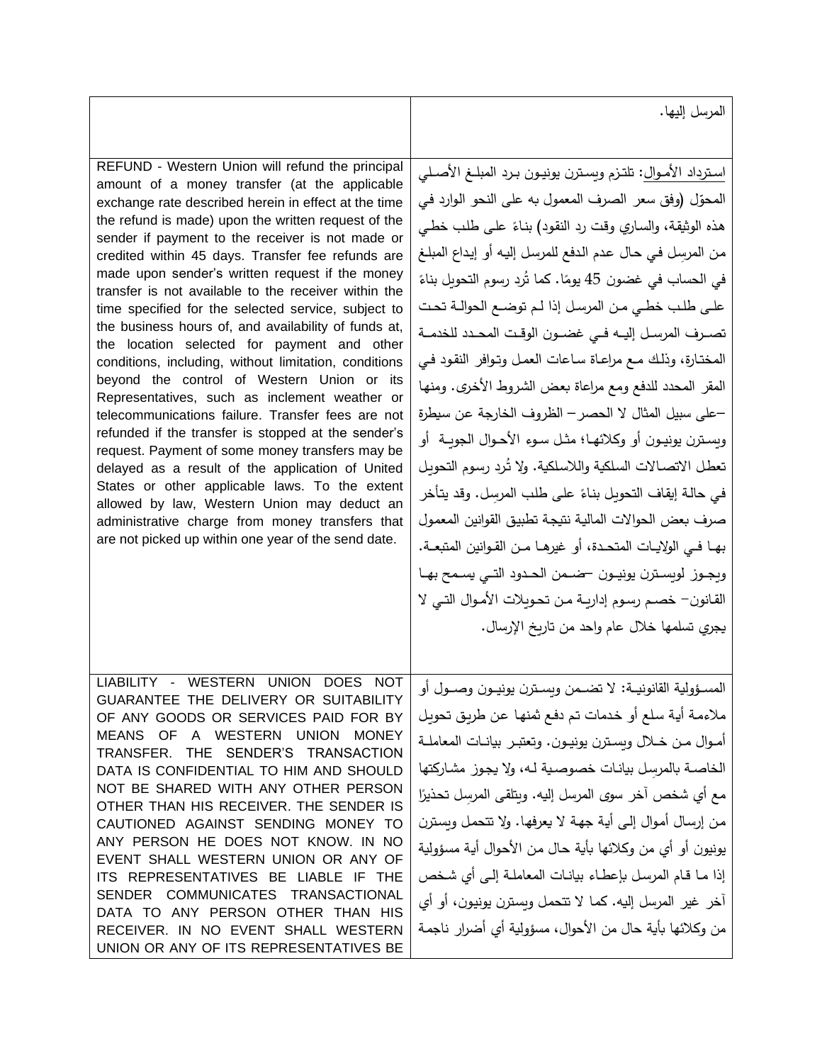| | |
|---|---|
| | المرسل إليها. |
| REFUND - Western Union will refund the principal amount of a money transfer (at the applicable exchange rate described herein in effect at the time the refund is made) upon the written request of the sender if payment to the receiver is not made or credited within 45 days. Transfer fee refunds are made upon sender's written request if the money transfer is not available to the receiver within the time specified for the selected service, subject to the business hours of, and availability of funds at, the location selected for payment and other conditions, including, without limitation, conditions beyond the control of Western Union or its Representatives, such as inclement weather or telecommunications failure. Transfer fees are not refunded if the transfer is stopped at the sender's request. Payment of some money transfers may be delayed as a result of the application of United States or other applicable laws. To the extent allowed by law, Western Union may deduct an administrative charge from money transfers that are not picked up within one year of the send date. | استرداد الأموال: تلتزم ويسترن يونيون برد المبلغ الأصلي المحوّل (وفق سعر الصرف المعمول به على النحو الوارد في هذه الوثيقة، والساري وقت رد النقود) بناءً على طلب خطي من المرسِل في حال عدم الدفع للمرسل إليه أو إيداع المبلغ في الحساب في غضون 45 يومًا. كما تُرد رسوم التحويل بناءً على طلب خطي من المرسل إذا لم توضع الحوالة تحت تصرف المرسل إليه في غضون الوقت المحدد للخدمة المختارة، وذلك مع مراعاة ساعات العمل وتوافر النقود في المقر المحدد للدفع ومع مراعاة بعض الشروط الأخرى. ومنها –على سبيل المثال لا الحصر– الظروف الخارجة عن سيطرة ويسترن يونيون أو وكلائها؛ مثل سوء الأحوال الجوية أو تعطل الاتصالات السلكية واللاسلكية. ولا تُرد رسوم التحويل في حالة إيقاف التحويل بناءً على طلب المرسِل. وقد يتأخر صرف بعض الحوالات المالية نتيجة تطبيق القوانين المعمول بها في الولايات المتحدة، أو غيرها من القوانين المتبعة. ويجوز لويسترن يونيون –ضمن الحدود التي يسمح بها القانون– خصم رسوم إدارية من تحويلات الأموال التي لا يجري تسلمها خلال عام واحد من تاريخ الإرسال. |
| LIABILITY - WESTERN UNION DOES NOT GUARANTEE THE DELIVERY OR SUITABILITY OF ANY GOODS OR SERVICES PAID FOR BY MEANS OF A WESTERN UNION MONEY TRANSFER. THE SENDER'S TRANSACTION DATA IS CONFIDENTIAL TO HIM AND SHOULD NOT BE SHARED WITH ANY OTHER PERSON OTHER THAN HIS RECEIVER. THE SENDER IS CAUTIONED AGAINST SENDING MONEY TO ANY PERSON HE DOES NOT KNOW. IN NO EVENT SHALL WESTERN UNION OR ANY OF ITS REPRESENTATIVES BE LIABLE IF THE SENDER COMMUNICATES TRANSACTIONAL DATA TO ANY PERSON OTHER THAN HIS RECEIVER. IN NO EVENT SHALL WESTERN UNION OR ANY OF ITS REPRESENTATIVES BE | المسؤولية القانونية: لا تضمن ويسترن يونيون وصول أو ملاءمة أية سلع أو خدمات تم دفع ثمنها عن طريق تحويل أموال من خلال ويسترن يونيون. وتعتبر بيانات المعاملة الخاصة بالمرسِل بيانات خصوصية له، ولا يجوز مشاركتها مع أي شخص آخر سوى المرسل إليه. ويتلقى المرسِل تحذيرًا من إرسال أموال إلى أية جهة لا يعرفها. ولا تتحمل ويسترن يونيون أو أي من وكلائها بأية حال من الأحوال أية مسؤولية إذا ما قام المرسل بإعطاء بيانات المعاملة إلى أي شخص آخر غير المرسل إليه. كما لا تتحمل ويسترن يونيون، أو أي من وكلائها بأية حال من الأحوال، مسؤولية أي أضرار ناجمة |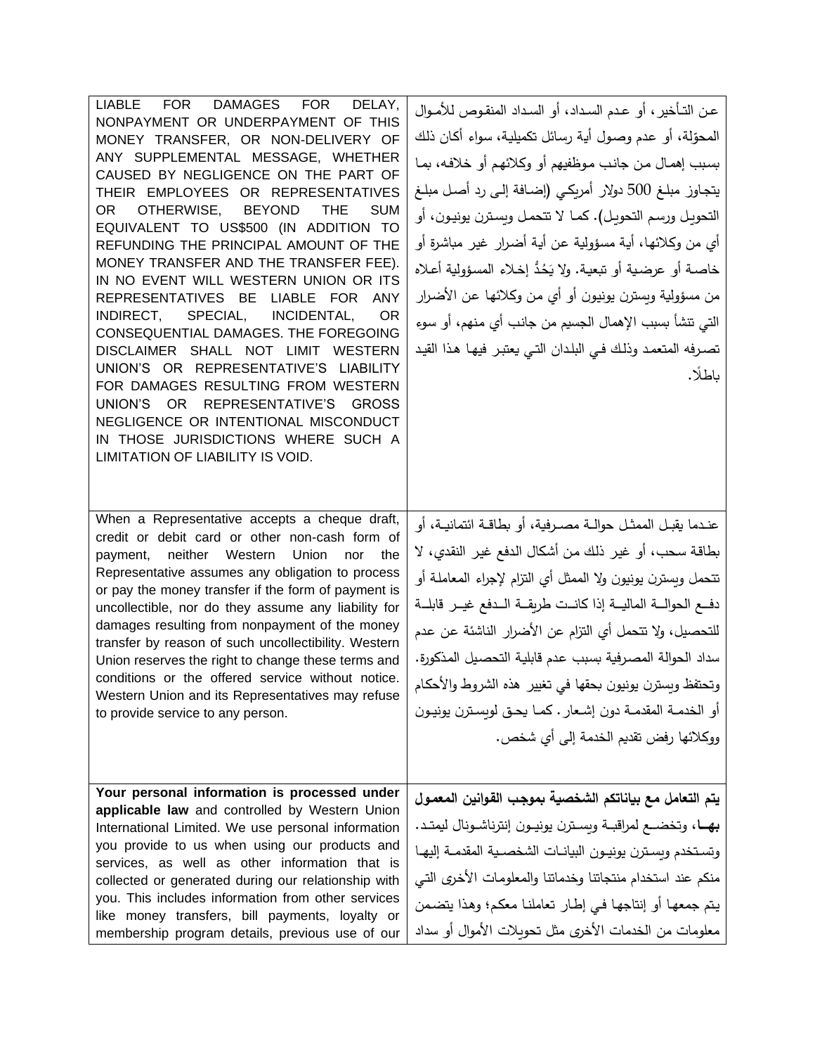| LIABLE FOR DAMAGES FOR DELAY, NONPAYMENT OR UNDERPAYMENT OF THIS MONEY TRANSFER, OR NON-DELIVERY OF ANY SUPPLEMENTAL MESSAGE, WHETHER CAUSED BY NEGLIGENCE ON THE PART OF THEIR EMPLOYEES OR REPRESENTATIVES OR OTHERWISE, BEYOND THE SUM EQUIVALENT TO US$500 (IN ADDITION TO REFUNDING THE PRINCIPAL AMOUNT OF THE MONEY TRANSFER AND THE TRANSFER FEE). IN NO EVENT WILL WESTERN UNION OR ITS REPRESENTATIVES BE LIABLE FOR ANY INDIRECT, SPECIAL, INCIDENTAL, OR CONSEQUENTIAL DAMAGES. THE FOREGOING DISCLAIMER SHALL NOT LIMIT WESTERN UNION'S OR REPRESENTATIVE'S LIABILITY FOR DAMAGES RESULTING FROM WESTERN UNION'S OR REPRESENTATIVE'S GROSS NEGLIGENCE OR INTENTIONAL MISCONDUCT IN THOSE JURISDICTIONS WHERE SUCH A LIMITATION OF LIABILITY IS VOID. | عن التأخير، أو عدم السداد، أو السداد المنقوص للأموال المحوّلة، أو عدم وصول أية رسائل تكميلية، سواء أكان ذلك بسبب إهمال من جانب موظفيهم أو وكلائهم أو خلافه، بما يتجاوز مبلغ 500 دولار أمريكي (إضافة إلى رد أصل مبلغ التحويل ورسم التحويل). كما لا تتحمل ويسترن يونيون، أو أي من وكلائها، أية مسؤولية عن أية أضرار غير مباشرة أو خاصة أو عرضية أو تبعية. ولا يَحُدُّ إخلاء المسؤولية أعلاه من مسؤولية ويسترن يونيون أو أي من وكلائها عن الأضرار التي تنشأ بسبب الإهمال الجسيم من جانب أي منهم، أو سوء تصرفه المتعمد وذلك في البلدان التي يعتبر فيها هذا القيد باطلًا. |
|---|---|
| When a Representative accepts a cheque draft, credit or debit card or other non-cash form of payment, neither Western Union nor the Representative assumes any obligation to process or pay the money transfer if the form of payment is uncollectible, nor do they assume any liability for damages resulting from nonpayment of the money transfer by reason of such uncollectibility. Western Union reserves the right to change these terms and conditions or the offered service without notice. Western Union and its Representatives may refuse to provide service to any person. | عندما يقبل الممثل حوالة مصرفية، أو بطاقة ائتمانية، أو بطاقة سحب، أو غير ذلك من أشكال الدفع غير النقدي، لا تتحمل ويسترن يونيون ولا الممثل أي التزام لإجراء المعاملة أو دفع الحوالة المالية إذا كانت طريقة الدفع غير قابلة للتحصيل، ولا تتحمل أي التزام عن الأضرار الناشئة عن عدم سداد الحوالة المصرفية بسبب عدم قابلية التحصيل المذكورة. وتحتفظ ويسترن يونيون بحقها في تغيير هذه الشروط والأحكام أو الخدمة المقدمة دون إشعار. كما يحق لويسترن يونيون ووكلائها رفض تقديم الخدمة إلى أي شخص. |
| **Your personal information is processed under applicable law** and controlled by Western Union International Limited. We use personal information you provide to us when using our products and services, as well as other information that is collected or generated during our relationship with you. This includes information from other services like money transfers, bill payments, loyalty or membership program details, previous use of our | **يتم التعامل مع بياناتكم الشخصية بموجب القوانين المعمول بها**، وتخضع لمراقبة ويسترن يونيون إنترناشونال ليمتد. وتستخدم ويسترن يونيون البيانات الشخصية المقدمة إليها منكم عند استخدام منتجاتنا وخدماتنا والمعلومات الأخرى التي يتم جمعها أو إنتاجها في إطار تعاملنا معكم؛ وهذا يتضمن معلومات من الخدمات الأخرى مثل تحويلات الأموال أو سداد |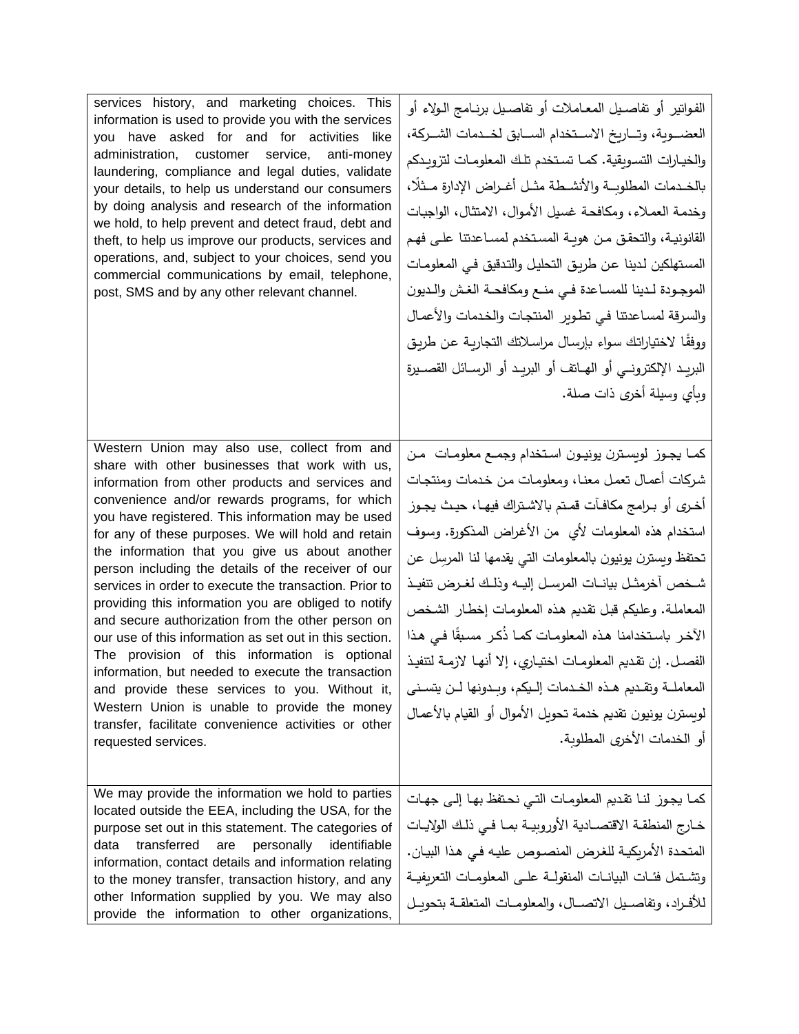| | |
|---|---|
| services history, and marketing choices. This information is used to provide you with the services you have asked for and for activities like administration, customer service, anti-money laundering, compliance and legal duties, validate your details, to help us understand our consumers by doing analysis and research of the information we hold, to help prevent and detect fraud, debt and theft, to help us improve our products, services and operations, and, subject to your choices, send you commercial communications by email, telephone, post, SMS and by any other relevant channel. | الفواتير أو تفاصيل المعاملات أو تفاصيل برنامج الولاء أو العضوية، وتاريخ الاستخدام السابق لخدمات الشركة، والخيارات التسويقية. كما تستخدم تلك المعلومات لتزويدكم بالخدمات المطلوبة والأنشطة مثل أغراض الإدارة مثلًا، وخدمة العملاء، ومكافحة غسيل الأموال، الامتثال، الواجبات القانونية، والتحقق من هوية المستخدم لمساعدتنا على فهم المستهلكين لدينا عن طريق التحليل والتدقيق في المعلومات الموجودة لدينا للمساعدة في منع ومكافحة الغش والديون والسرقة لمساعدتنا في تطوير المنتجات والخدمات والأعمال ووفقًا لاختياراتك سواء بإرسال مراسلاتك التجارية عن طريق البريد الإلكتروني أو الهاتف أو البريد أو الرسائل القصيرة وبأي وسيلة أخرى ذات صلة. |
| Western Union may also use, collect from and share with other businesses that work with us, information from other products and services and convenience and/or rewards programs, for which you have registered. This information may be used for any of these purposes. We will hold and retain the information that you give us about another person including the details of the receiver of our services in order to execute the transaction. Prior to providing this information you are obliged to notify and secure authorization from the other person on our use of this information as set out in this section. The provision of this information is optional information, but needed to execute the transaction and provide these services to you. Without it, Western Union is unable to provide the money transfer, facilitate convenience activities or other requested services. | كما يجوز لويسترن يونيون استخدام وجمع معلومات من شركات أعمال تعمل معنا، ومعلومات من خدمات ومنتجات أخرى أو برامج مكافآت قمتم بالاشتراك فيها، حيث يجوز استخدام هذه المعلومات لأي من الأغراض المذكورة. وسوف تحتفظ ويسترن يونيون بالمعلومات التي يقدمها لنا المرسِل عن شخص آخرمثل بيانات المرسل إليه وذلك لغرض تنفيذ المعاملة. وعليكم قبل تقديم هذه المعلومات إخطار الشخص الآخر باستخدامنا هذه المعلومات كما ذُكر مسبقًا في هذا الفصل. إن تقديم المعلومات اختياري، إلا أنها لازمة لتنفيذ المعاملة وتقديم هذه الخدمات إليكم، وبدونها لن يتسنى لويسترن يونيون تقديم خدمة تحويل الأموال أو القيام بالأعمال أو الخدمات الأخرى المطلوبة. |
| We may provide the information we hold to parties located outside the EEA, including the USA, for the purpose set out in this statement. The categories of data transferred are personally identifiable information, contact details and information relating to the money transfer, transaction history, and any other Information supplied by you. We may also provide the information to other organizations, | كما يجوز لنا تقديم المعلومات التي نحتفظ بها إلى جهات خارج المنطقة الاقتصادية الأوروبية بما في ذلك الولايات المتحدة الأمريكية للغرض المنصوص عليه في هذا البيان. وتشتمل فئات البيانات المنقولة على المعلومات التعريفية للأفراد، وتفاصيل الاتصال، والمعلومات المتعلقة بتحويل |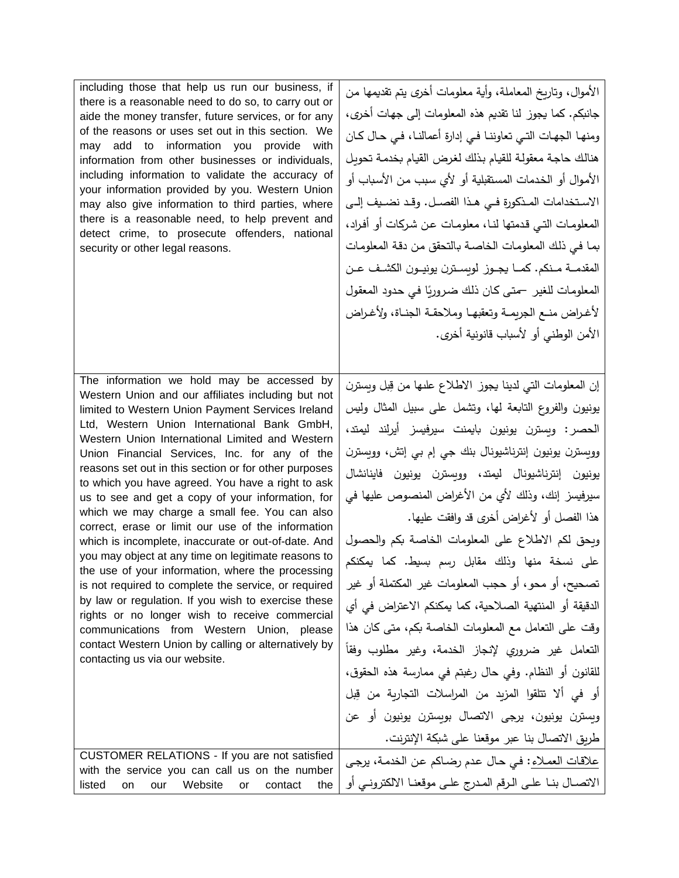| | |
|---|---|
| including those that help us run our business, if there is a reasonable need to do so, to carry out or aide the money transfer, future services, or for any of the reasons or uses set out in this section. We may add to information you provide with information from other businesses or individuals, including information to validate the accuracy of your information provided by you. Western Union may also give information to third parties, where there is a reasonable need, to help prevent and detect crime, to prosecute offenders, national security or other legal reasons. | الأموال، وتاريخ المعاملة، وأية معلومات أخرى يتم تقديمها من جانبكم. كما يجوز لنا تقديم هذه المعلومات إلى جهات أخرى، ومنها الجهات التي تعاوننا في إدارة أعمالنا، في حال كان هنالك حاجة معقولة للقيام بذلك لغرض القيام بخدمة تحويل الأموال أو الخدمات المستقبلية أو لأي سبب من الأسباب أو الاستخدامات المذكورة في هذا الفصل. وقد نضيف إلى المعلومات التي قدمتها لنا، معلومات عن شركات أو أفراد، بما في ذلك المعلومات الخاصة بالتحقق من دقة المعلومات المقدمة منكم. كما يجوز لويسترن يونيون الكشف عن المعلومات للغير –متى كان ذلك ضروريًا في حدود المعقول لأغراض منع الجريمة وتعقبها وملاحقة الجناة، ولأغراض الأمن الوطني أو لأسباب قانونية أخرى. |
| The information we hold may be accessed by Western Union and our affiliates including but not limited to Western Union Payment Services Ireland Ltd, Western Union International Bank GmbH, Western Union International Limited and Western Union Financial Services, Inc. for any of the reasons set out in this section or for other purposes to which you have agreed. You have a right to ask us to see and get a copy of your information, for which we may charge a small fee. You can also correct, erase or limit our use of the information which is incomplete, inaccurate or out-of-date. And you may object at any time on legitimate reasons to the use of your information, where the processing is not required to complete the service, or required by law or regulation. If you wish to exercise these rights or no longer wish to receive commercial communications from Western Union, please contact Western Union by calling or alternatively by contacting us via our website. | إن المعلومات التي لدينا يجوز الاطلاع عليها من قِبل ويسترن يونيون والفروع التابعة لها، وتشمل على سبيل المثال وليس الحصر: ويسترن يونيون بايمنت سيرفيسز أيرلند ليمتد، وويسترن يونيون إنترناشيونال بنك جي إم بي إتش، وويسترن يونيون إنترناشيونال ليمتد، وويسترن يونيون فايننشال سيرفيسز إنك، وذلك لأي من الأغراض المنصوص عليها في هذا الفصل أو لأغراض أخرى قد وافقت عليها. ويحق لكم الاطلاع على المعلومات الخاصة بكم والحصول على نسخة منها وذلك مقابل رسم بسيط. كما يمكنكم تصحيح، أو محو، أو حجب المعلومات غير المكتملة أو غير الدقيقة أو المنتهية الصلاحية، كما يمكنكم الاعتراض في أي وقت على التعامل مع المعلومات الخاصة بكم، متى كان هذا التعامل غير ضروري لإنجاز الخدمة، وغير مطلوب وفقاً للقانون أو النظام. وفي حال رغبتم في ممارسة هذه الحقوق، أو في ألا تتلقوا المزيد من المراسلات التجارية من قِبل ويسترن يونيون، يرجى الاتصال بويسترن يونيون أو عن طريق الاتصال بنا عبر موقعنا على شبكة الإنترنت. |
| CUSTOMER RELATIONS - If you are not satisfied with the service you can call us on the number listed on our Website or contact the | علاقات العملاء: في حال عدم رضاكم عن الخدمة، يرجى الاتصال بنا على الرقم المدرج على موقعنا الالكتروني أو |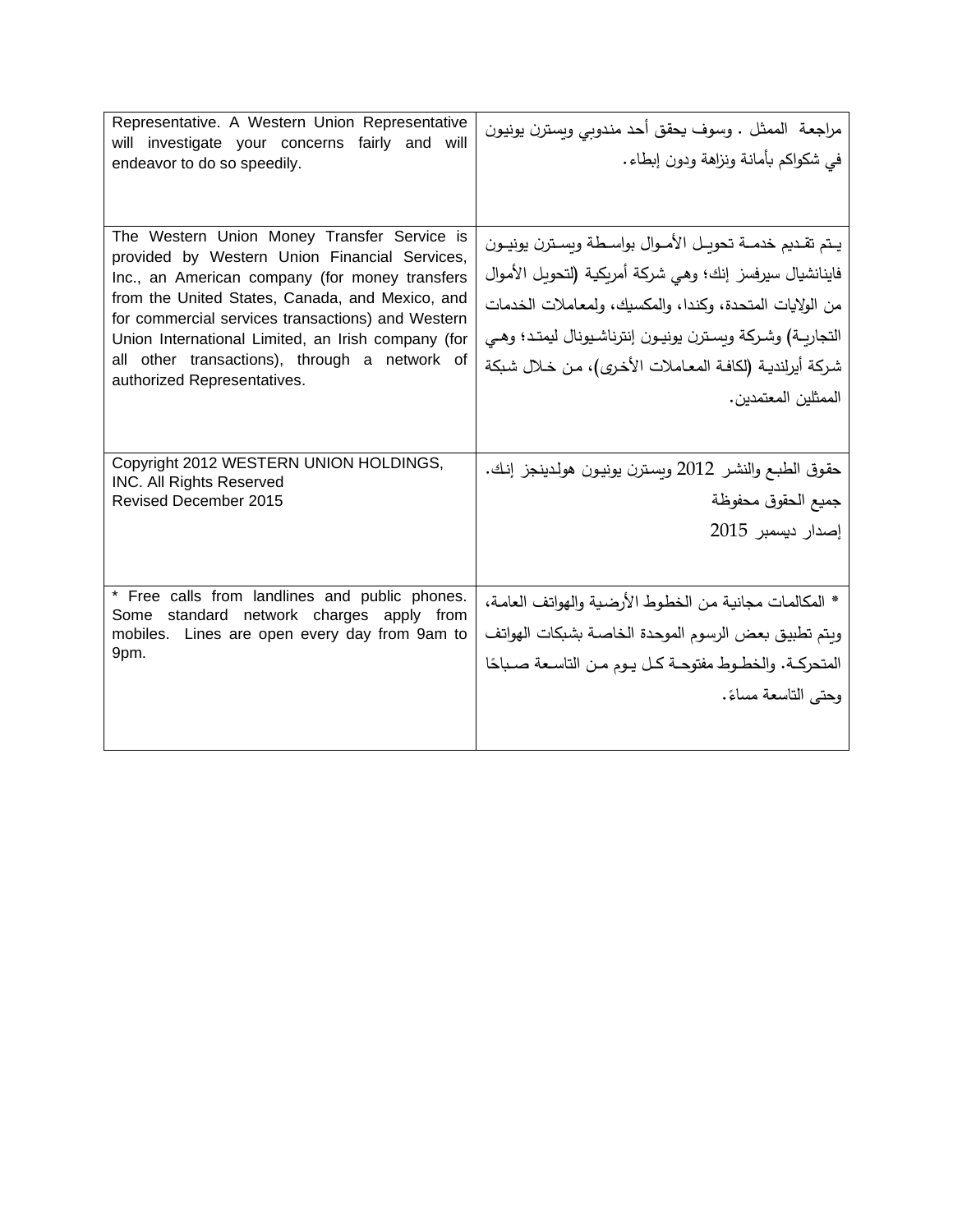| | |
|---|---|
| Representative. A Western Union Representative will investigate your concerns fairly and will endeavor to do so speedily. | مراجعة الممثل . وسوف يحقق أحد مندوبي ويسترن يونيون في شكواكم بأمانة ونزاهة ودون إبطاء. |
| The Western Union Money Transfer Service is provided by Western Union Financial Services, Inc., an American company (for money transfers from the United States, Canada, and Mexico, and for commercial services transactions) and Western Union International Limited, an Irish company (for all other transactions), through a network of authorized Representatives. | يتم تقديم خدمة تحويل الأموال بواسطة ويسترن يونيون فايننشيال سيرفسز إنك؛ وهي شركة أمريكية (لتحويل الأموال من الولايات المتحدة، وكندا، والمكسيك، ولمعاملات الخدمات التجارية) وشركة ويسترن يونيون إنترناشيونال ليمتد؛ وهي شركة أيرلندية (لكافة المعاملات الأخرى)، من خلال شبكة الممثلين المعتمدين. |
| Copyright 2012 WESTERN UNION HOLDINGS, INC. All Rights Reserved<br>Revised December 2015 | حقوق الطبع والنشر 2012 ويسترن يونيون هولدينجز إنك.<br>جميع الحقوق محفوظة<br>إصدار ديسمبر 2015 |
| * Free calls from landlines and public phones. Some standard network charges apply from mobiles. Lines are open every day from 9am to 9pm. | * المكالمات مجانية من الخطوط الأرضية والهواتف العامة، ويتم تطبيق بعض الرسوم الموحدة الخاصة بشبكات الهواتف المتحركة. والخطوط مفتوحة كل يوم من التاسعة صباحًا وحتى التاسعة مساءً. |